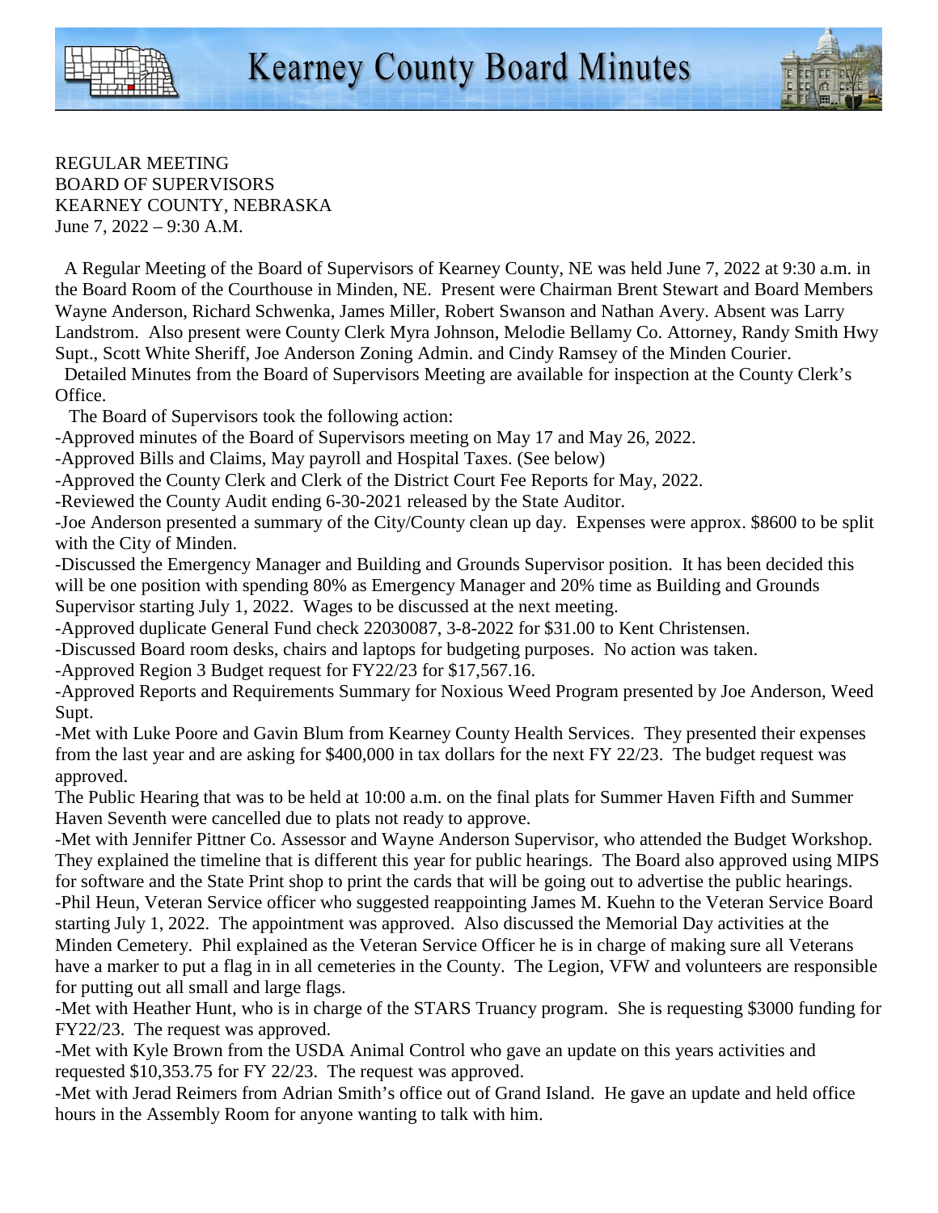# Kearney County Board Minutes

REGULAR MEETING
BOARD OF SUPERVISORS
KEARNEY COUNTY, NEBRASKA
June 7, 2022 – 9:30 A.M.

A Regular Meeting of the Board of Supervisors of Kearney County, NE was held June 7, 2022 at 9:30 a.m. in the Board Room of the Courthouse in Minden, NE. Present were Chairman Brent Stewart and Board Members Wayne Anderson, Richard Schwenka, James Miller, Robert Swanson and Nathan Avery. Absent was Larry Landstrom. Also present were County Clerk Myra Johnson, Melodie Bellamy Co. Attorney, Randy Smith Hwy Supt., Scott White Sheriff, Joe Anderson Zoning Admin. and Cindy Ramsey of the Minden Courier.

Detailed Minutes from the Board of Supervisors Meeting are available for inspection at the County Clerk's Office.

The Board of Supervisors took the following action:

-Approved minutes of the Board of Supervisors meeting on May 17 and May 26, 2022.

-Approved Bills and Claims, May payroll and Hospital Taxes. (See below)

-Approved the County Clerk and Clerk of the District Court Fee Reports for May, 2022.

-Reviewed the County Audit ending 6-30-2021 released by the State Auditor.

-Joe Anderson presented a summary of the City/County clean up day. Expenses were approx. $8600 to be split with the City of Minden.

-Discussed the Emergency Manager and Building and Grounds Supervisor position. It has been decided this will be one position with spending 80% as Emergency Manager and 20% time as Building and Grounds Supervisor starting July 1, 2022. Wages to be discussed at the next meeting.

-Approved duplicate General Fund check 22030087, 3-8-2022 for $31.00 to Kent Christensen.

-Discussed Board room desks, chairs and laptops for budgeting purposes. No action was taken.

-Approved Region 3 Budget request for FY22/23 for $17,567.16.

-Approved Reports and Requirements Summary for Noxious Weed Program presented by Joe Anderson, Weed Supt.

-Met with Luke Poore and Gavin Blum from Kearney County Health Services. They presented their expenses from the last year and are asking for $400,000 in tax dollars for the next FY 22/23. The budget request was approved.

The Public Hearing that was to be held at 10:00 a.m. on the final plats for Summer Haven Fifth and Summer Haven Seventh were cancelled due to plats not ready to approve.

-Met with Jennifer Pittner Co. Assessor and Wayne Anderson Supervisor, who attended the Budget Workshop. They explained the timeline that is different this year for public hearings. The Board also approved using MIPS for software and the State Print shop to print the cards that will be going out to advertise the public hearings.

-Phil Heun, Veteran Service officer who suggested reappointing James M. Kuehn to the Veteran Service Board starting July 1, 2022. The appointment was approved. Also discussed the Memorial Day activities at the Minden Cemetery. Phil explained as the Veteran Service Officer he is in charge of making sure all Veterans have a marker to put a flag in in all cemeteries in the County. The Legion, VFW and volunteers are responsible for putting out all small and large flags.

-Met with Heather Hunt, who is in charge of the STARS Truancy program. She is requesting $3000 funding for FY22/23. The request was approved.

-Met with Kyle Brown from the USDA Animal Control who gave an update on this years activities and requested $10,353.75 for FY 22/23. The request was approved.

-Met with Jerad Reimers from Adrian Smith's office out of Grand Island. He gave an update and held office hours in the Assembly Room for anyone wanting to talk with him.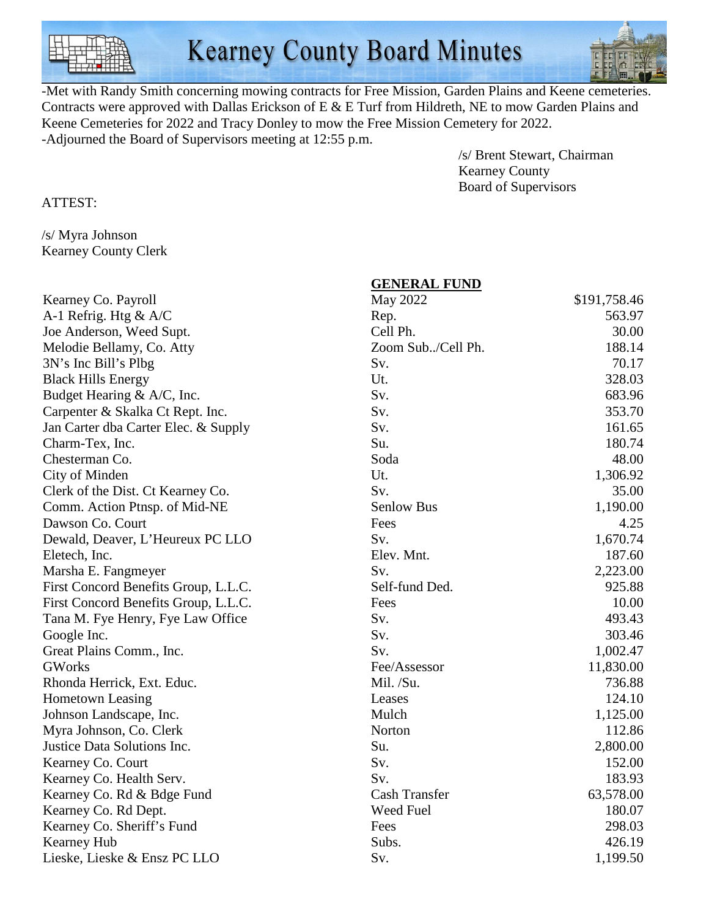-Met with Randy Smith concerning mowing contracts for Free Mission, Garden Plains and Keene cemeteries. Contracts were approved with Dallas Erickson of E & E Turf from Hildreth, NE to mow Garden Plains and Keene Cemeteries for 2022 and Tracy Donley to mow the Free Mission Cemetery for 2022.
-Adjourned the Board of Supervisors meeting at 12:55 p.m.

/s/ Brent Stewart, Chairman
Kearney County
Board of Supervisors

ATTEST:

/s/ Myra Johnson
Kearney County Clerk

**GENERAL FUND**

| | | |
|---|---|---|
| Kearney Co. Payroll | May 2022 | $191,758.46 |
| A-1 Refrig. Htg & A/C | Rep. | 563.97 |
| Joe Anderson, Weed Supt. | Cell Ph. | 30.00 |
| Melodie Bellamy, Co. Atty | Zoom Sub../Cell Ph. | 188.14 |
| 3N's Inc Bill's Plbg | Sv. | 70.17 |
| Black Hills Energy | Ut. | 328.03 |
| Budget Hearing & A/C, Inc. | Sv. | 683.96 |
| Carpenter & Skalka Ct Rept. Inc. | Sv. | 353.70 |
| Jan Carter dba Carter Elec. & Supply | Sv. | 161.65 |
| Charm-Tex, Inc. | Su. | 180.74 |
| Chesterman Co. | Soda | 48.00 |
| City of Minden | Ut. | 1,306.92 |
| Clerk of the Dist. Ct Kearney Co. | Sv. | 35.00 |
| Comm. Action Ptnsp. of Mid-NE | Senlow Bus | 1,190.00 |
| Dawson Co. Court | Fees | 4.25 |
| Dewald, Deaver, L'Heureux PC LLO | Sv. | 1,670.74 |
| Eletech, Inc. | Elev. Mnt. | 187.60 |
| Marsha E. Fangmeyer | Sv. | 2,223.00 |
| First Concord Benefits Group, L.L.C. | Self-fund Ded. | 925.88 |
| First Concord Benefits Group, L.L.C. | Fees | 10.00 |
| Tana M. Fye Henry, Fye Law Office | Sv. | 493.43 |
| Google Inc. | Sv. | 303.46 |
| Great Plains Comm., Inc. | Sv. | 1,002.47 |
| GWorks | Fee/Assessor | 11,830.00 |
| Rhonda Herrick, Ext. Educ. | Mil. /Su. | 736.88 |
| Hometown Leasing | Leases | 124.10 |
| Johnson Landscape, Inc. | Mulch | 1,125.00 |
| Myra Johnson, Co. Clerk | Norton | 112.86 |
| Justice Data Solutions Inc. | Su. | 2,800.00 |
| Kearney Co. Court | Sv. | 152.00 |
| Kearney Co. Health Serv. | Sv. | 183.93 |
| Kearney Co. Rd & Bdge Fund | Cash Transfer | 63,578.00 |
| Kearney Co. Rd Dept. | Weed Fuel | 180.07 |
| Kearney Co. Sheriff's Fund | Fees | 298.03 |
| Kearney Hub | Subs. | 426.19 |
| Lieske, Lieske & Ensz PC LLO | Sv. | 1,199.50 |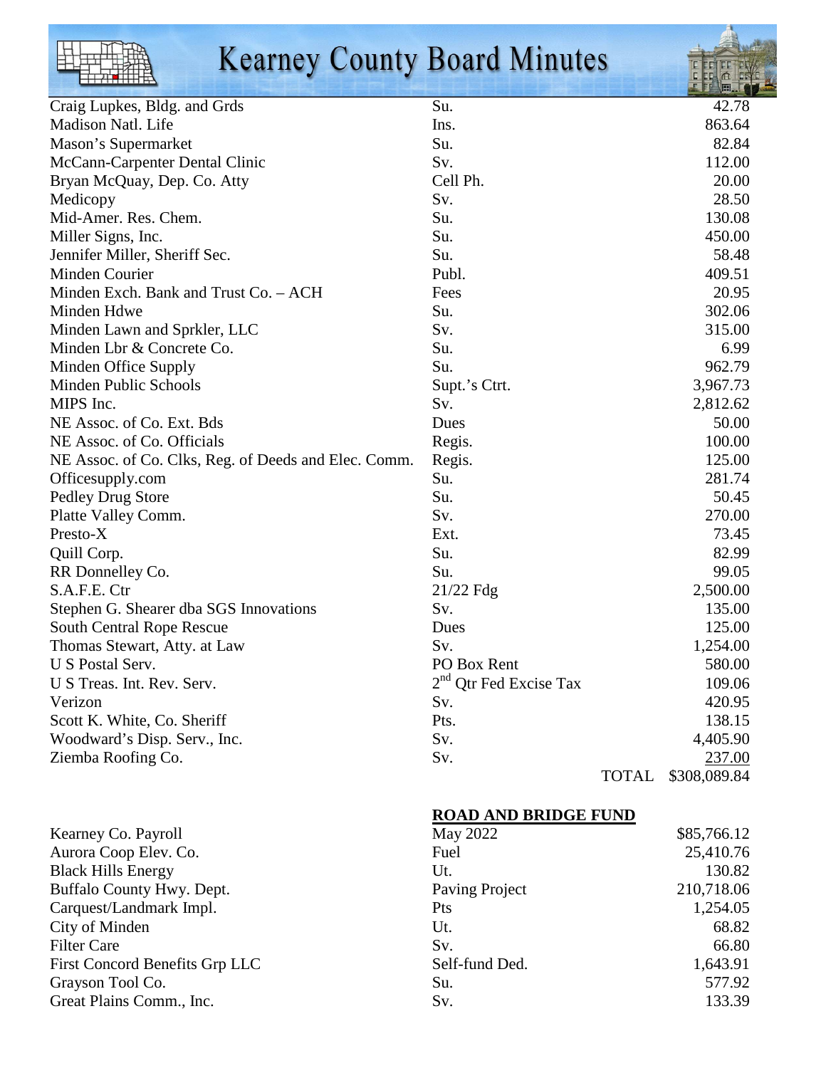| | | |
|---|---|---|
| Craig Lupkes, Bldg. and Grds | Su. | 42.78 |
| Madison Natl. Life | Ins. | 863.64 |
| Mason's Supermarket | Su. | 82.84 |
| McCann-Carpenter Dental Clinic | Sv. | 112.00 |
| Bryan McQuay, Dep. Co. Atty | Cell Ph. | 20.00 |
| Medicopy | Sv. | 28.50 |
| Mid-Amer. Res. Chem. | Su. | 130.08 |
| Miller Signs, Inc. | Su. | 450.00 |
| Jennifer Miller, Sheriff Sec. | Su. | 58.48 |
| Minden Courier | Publ. | 409.51 |
| Minden Exch. Bank and Trust Co. – ACH | Fees | 20.95 |
| Minden Hdwe | Su. | 302.06 |
| Minden Lawn and Sprkler, LLC | Sv. | 315.00 |
| Minden Lbr & Concrete Co. | Su. | 6.99 |
| Minden Office Supply | Su. | 962.79 |
| Minden Public Schools | Supt.'s Ctrt. | 3,967.73 |
| MIPS Inc. | Sv. | 2,812.62 |
| NE Assoc. of Co. Ext. Bds | Dues | 50.00 |
| NE Assoc. of Co. Officials | Regis. | 100.00 |
| NE Assoc. of Co. Clks, Reg. of Deeds and Elec. Comm. | Regis. | 125.00 |
| Officesupply.com | Su. | 281.74 |
| Pedley Drug Store | Su. | 50.45 |
| Platte Valley Comm. | Sv. | 270.00 |
| Presto-X | Ext. | 73.45 |
| Quill Corp. | Su. | 82.99 |
| RR Donnelley Co. | Su. | 99.05 |
| S.A.F.E. Ctr | 21/22 Fdg | 2,500.00 |
| Stephen G. Shearer dba SGS Innovations | Sv. | 135.00 |
| South Central Rope Rescue | Dues | 125.00 |
| Thomas Stewart, Atty. at Law | Sv. | 1,254.00 |
| U S Postal Serv. | PO Box Rent | 580.00 |
| U S Treas. Int. Rev. Serv. | 2nd Qtr Fed Excise Tax | 109.06 |
| Verizon | Sv. | 420.95 |
| Scott K. White, Co. Sheriff | Pts. | 138.15 |
| Woodward's Disp. Serv., Inc. | Sv. | 4,405.90 |
| Ziemba Roofing Co. | Sv. | 237.00 |
| | TOTAL | $308,089.84 |

**ROAD AND BRIDGE FUND**

| | | |
|---|---|---|
| Kearney Co. Payroll | May 2022 | $85,766.12 |
| Aurora Coop Elev. Co. | Fuel | 25,410.76 |
| Black Hills Energy | Ut. | 130.82 |
| Buffalo County Hwy. Dept. | Paving Project | 210,718.06 |
| Carquest/Landmark Impl. | Pts | 1,254.05 |
| City of Minden | Ut. | 68.82 |
| Filter Care | Sv. | 66.80 |
| First Concord Benefits Grp LLC | Self-fund Ded. | 1,643.91 |
| Grayson Tool Co. | Su. | 577.92 |
| Great Plains Comm., Inc. | Sv. | 133.39 |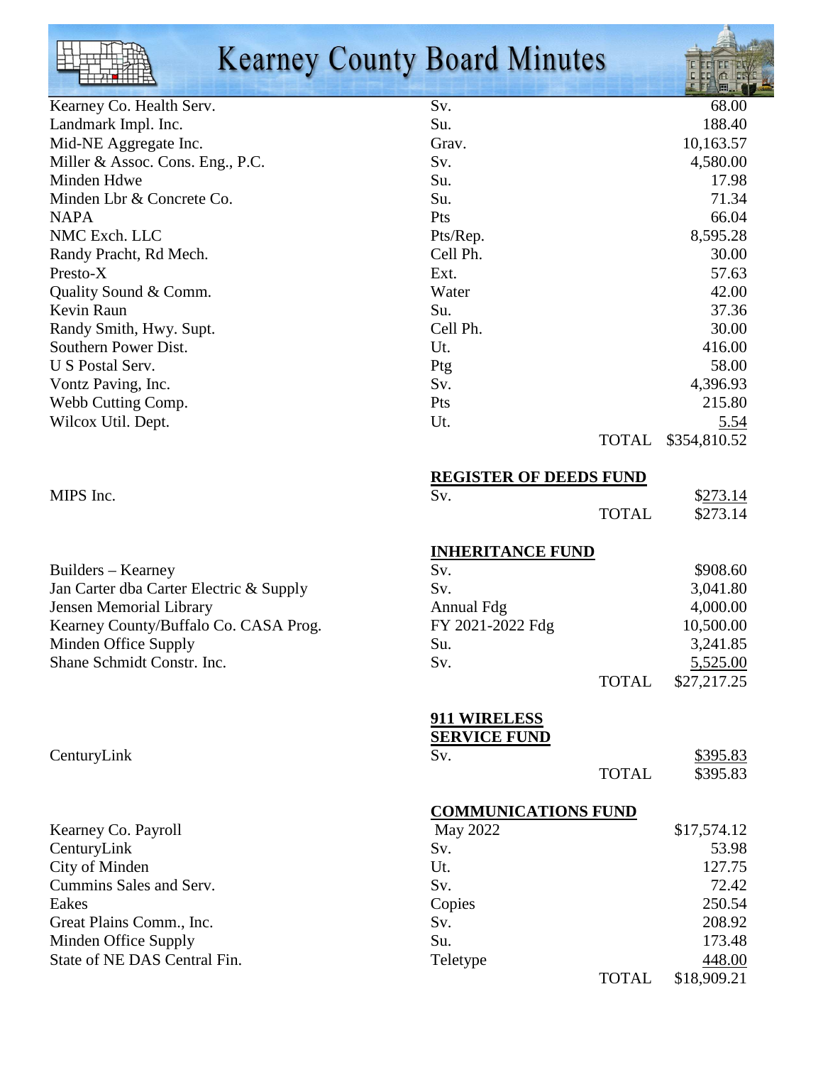| | | | |
|---|---|---|---|
| Kearney Co. Health Serv. | Sv. | | 68.00 |
| Landmark Impl. Inc. | Su. | | 188.40 |
| Mid-NE Aggregate Inc. | Grav. | | 10,163.57 |
| Miller & Assoc. Cons. Eng., P.C. | Sv. | | 4,580.00 |
| Minden Hdwe | Su. | | 17.98 |
| Minden Lbr & Concrete Co. | Su. | | 71.34 |
| NAPA | Pts | | 66.04 |
| NMC Exch. LLC | Pts/Rep. | | 8,595.28 |
| Randy Pracht, Rd Mech. | Cell Ph. | | 30.00 |
| Presto-X | Ext. | | 57.63 |
| Quality Sound & Comm. | Water | | 42.00 |
| Kevin Raun | Su. | | 37.36 |
| Randy Smith, Hwy. Supt. | Cell Ph. | | 30.00 |
| Southern Power Dist. | Ut. | | 416.00 |
| U S Postal Serv. | Ptg | | 58.00 |
| Vontz Paving, Inc. | Sv. | | 4,396.93 |
| Webb Cutting Comp. | Pts | | 215.80 |
| Wilcox Util. Dept. | Ut. | | 5.54 |
| | | TOTAL | $354,810.52 |

**REGISTER OF DEEDS FUND**

| | | | |
|---|---|---|---|
| MIPS Inc. | Sv. | | $273.14 |
| | | TOTAL | $273.14 |

**INHERITANCE FUND**

| | | | |
|---|---|---|---|
| Builders – Kearney | Sv. | | $908.60 |
| Jan Carter dba Carter Electric & Supply | Sv. | | 3,041.80 |
| Jensen Memorial Library | Annual Fdg | | 4,000.00 |
| Kearney County/Buffalo Co. CASA Prog. | FY 2021-2022 Fdg | | 10,500.00 |
| Minden Office Supply | Su. | | 3,241.85 |
| Shane Schmidt Constr. Inc. | Sv. | | 5,525.00 |
| | | TOTAL | $27,217.25 |

**911 WIRELESS SERVICE FUND**

| | | | |
|---|---|---|---|
| CenturyLink | Sv. | | $395.83 |
| | | TOTAL | $395.83 |

**COMMUNICATIONS FUND**

| | | | |
|---|---|---|---|
| Kearney Co. Payroll | May 2022 | | $17,574.12 |
| CenturyLink | Sv. | | 53.98 |
| City of Minden | Ut. | | 127.75 |
| Cummins Sales and Serv. | Sv. | | 72.42 |
| Eakes | Copies | | 250.54 |
| Great Plains Comm., Inc. | Sv. | | 208.92 |
| Minden Office Supply | Su. | | 173.48 |
| State of NE DAS Central Fin. | Teletype | | 448.00 |
| | | TOTAL | $18,909.21 |